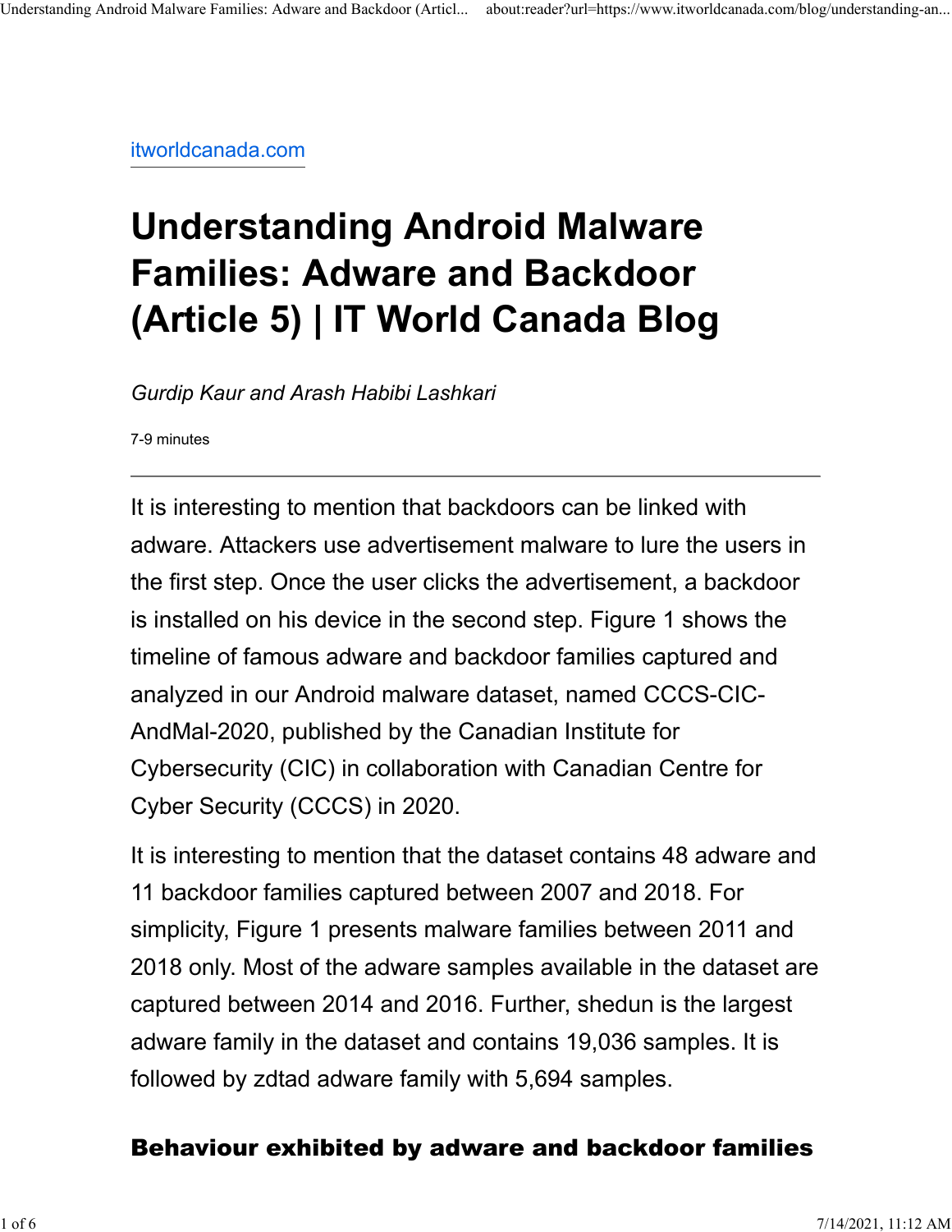itworldcanada.com

# Understanding Android Malware Families: Adware and Backdoor (Article 5) | IT World Canada Blog

*Gurdip Kaur and Arash Habibi Lashkari*

7-9 minutes

---

It is interesting to mention that backdoors can be linked with adware. Attackers use advertisement malware to lure the users in the first step. Once the user clicks the advertisement, a backdoor is installed on his device in the second step. Figure 1 shows the timeline of famous adware and backdoor families captured and analyzed in our Android malware dataset, named CCCS-CIC-AndMal-2020, published by the Canadian Institute for Cybersecurity (CIC) in collaboration with Canadian Centre for Cyber Security (CCCS) in 2020.

It is interesting to mention that the dataset contains 48 adware and 11 backdoor families captured between 2007 and 2018. For simplicity, Figure 1 presents malware families between 2011 and 2018 only. Most of the adware samples available in the dataset are captured between 2014 and 2016. Further, shedun is the largest adware family in the dataset and contains 19,036 samples. It is followed by zdtad adware family with 5,694 samples.

## Behaviour exhibited by adware and backdoor families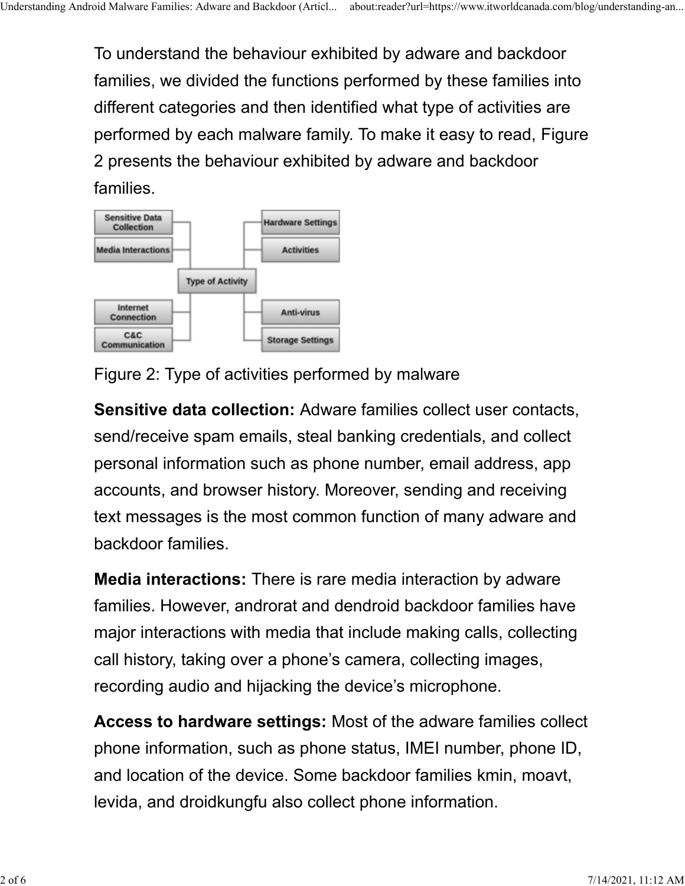To understand the behaviour exhibited by adware and backdoor families, we divided the functions performed by these families into different categories and then identified what type of activities are performed by each malware family. To make it easy to read, Figure 2 presents the behaviour exhibited by adware and backdoor families.

Figure 2: Type of activities performed by malware

**Sensitive data collection:** Adware families collect user contacts, send/receive spam emails, steal banking credentials, and collect personal information such as phone number, email address, app accounts, and browser history. Moreover, sending and receiving text messages is the most common function of many adware and backdoor families.

**Media interactions:** There is rare media interaction by adware families. However, androrat and dendroid backdoor families have major interactions with media that include making calls, collecting call history, taking over a phone's camera, collecting images, recording audio and hijacking the device's microphone.

**Access to hardware settings:** Most of the adware families collect phone information, such as phone status, IMEI number, phone ID, and location of the device. Some backdoor families kmin, moavt, levida, and droidkungfu also collect phone information.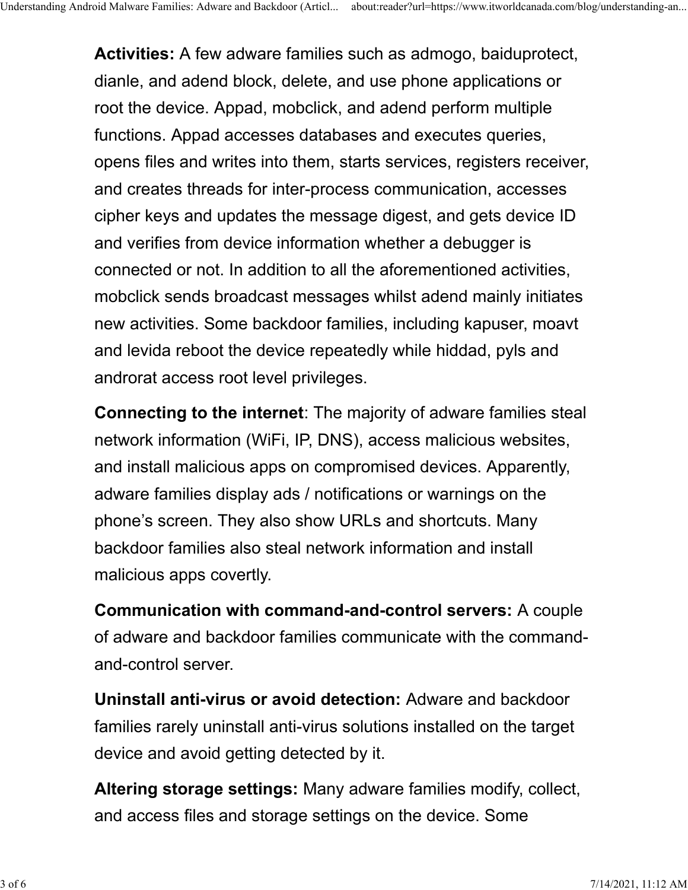**Activities:** A few adware families such as admogo, baiduprotect, dianle, and adend block, delete, and use phone applications or root the device. Appad, mobclick, and adend perform multiple functions. Appad accesses databases and executes queries, opens files and writes into them, starts services, registers receiver, and creates threads for inter-process communication, accesses cipher keys and updates the message digest, and gets device ID and verifies from device information whether a debugger is connected or not. In addition to all the aforementioned activities, mobclick sends broadcast messages whilst adend mainly initiates new activities. Some backdoor families, including kapuser, moavt and levida reboot the device repeatedly while hiddad, pyls and androrat access root level privileges.

**Connecting to the internet**: The majority of adware families steal network information (WiFi, IP, DNS), access malicious websites, and install malicious apps on compromised devices. Apparently, adware families display ads / notifications or warnings on the phone's screen. They also show URLs and shortcuts. Many backdoor families also steal network information and install malicious apps covertly.

**Communication with command-and-control servers:** A couple of adware and backdoor families communicate with the command-and-control server.

**Uninstall anti-virus or avoid detection:** Adware and backdoor families rarely uninstall anti-virus solutions installed on the target device and avoid getting detected by it.

**Altering storage settings:** Many adware families modify, collect, and access files and storage settings on the device. Some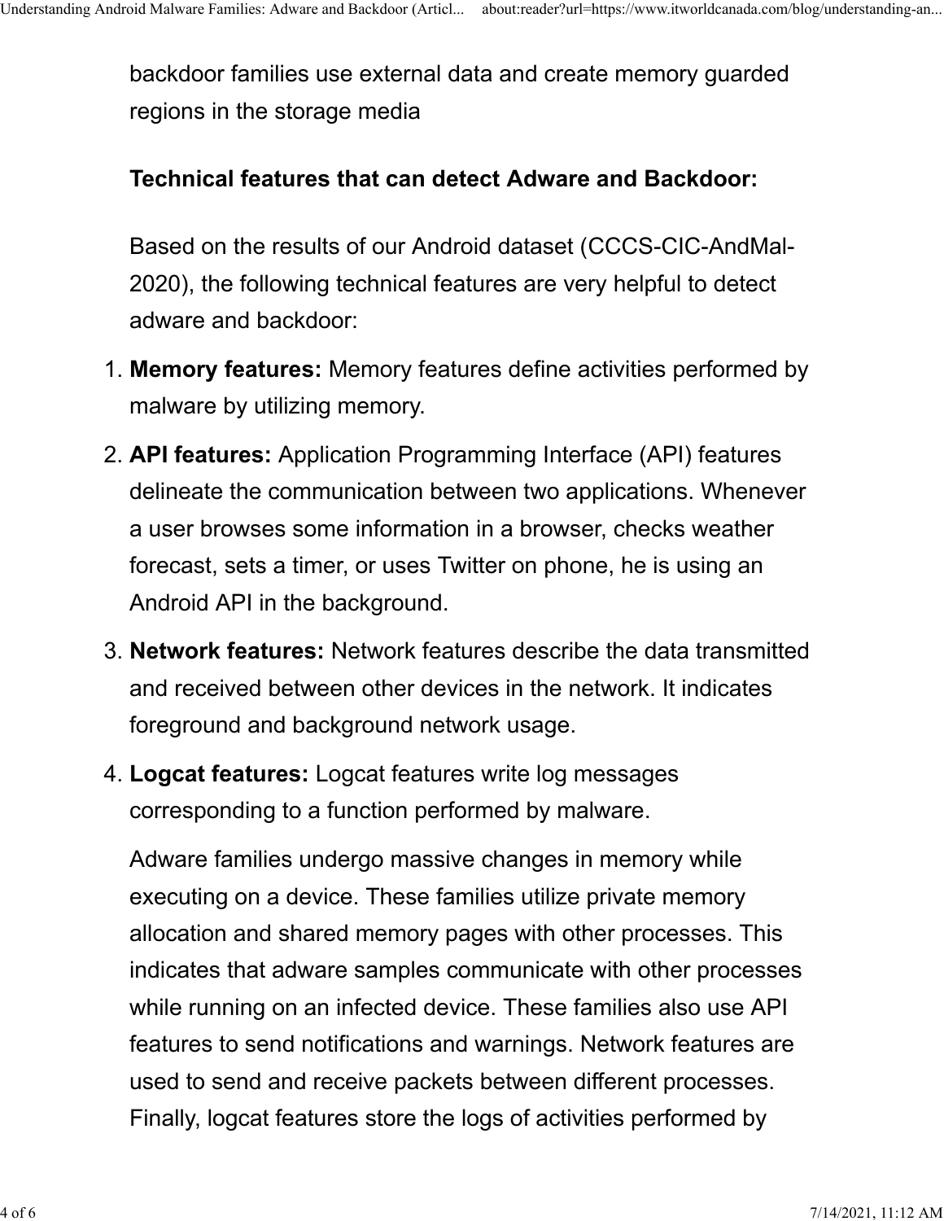backdoor families use external data and create memory guarded regions in the storage media

**Technical features that can detect Adware and Backdoor:**

Based on the results of our Android dataset (CCCS-CIC-AndMal-2020), the following technical features are very helpful to detect adware and backdoor:

1. **Memory features:** Memory features define activities performed by malware by utilizing memory.
2. **API features:** Application Programming Interface (API) features delineate the communication between two applications. Whenever a user browses some information in a browser, checks weather forecast, sets a timer, or uses Twitter on phone, he is using an Android API in the background.
3. **Network features:** Network features describe the data transmitted and received between other devices in the network. It indicates foreground and background network usage.
4. **Logcat features:** Logcat features write log messages corresponding to a function performed by malware.

Adware families undergo massive changes in memory while executing on a device. These families utilize private memory allocation and shared memory pages with other processes. This indicates that adware samples communicate with other processes while running on an infected device. These families also use API features to send notifications and warnings. Network features are used to send and receive packets between different processes. Finally, logcat features store the logs of activities performed by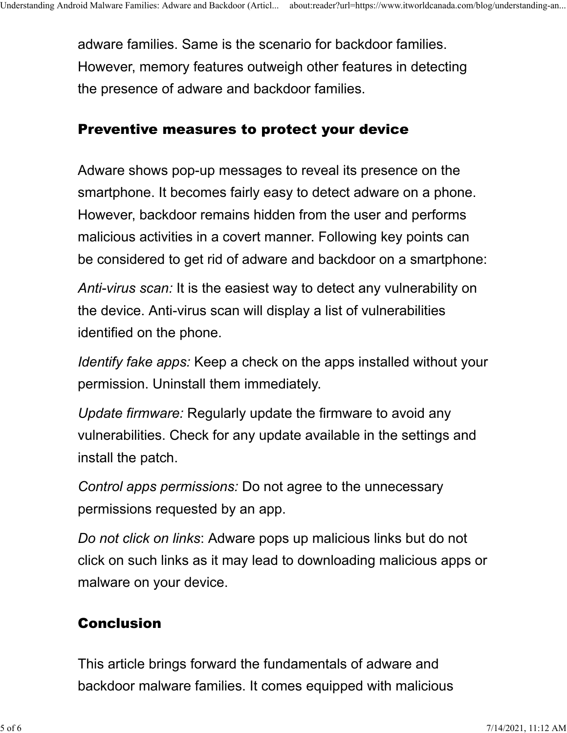adware families. Same is the scenario for backdoor families. However, memory features outweigh other features in detecting the presence of adware and backdoor families.

## Preventive measures to protect your device

Adware shows pop-up messages to reveal its presence on the smartphone. It becomes fairly easy to detect adware on a phone. However, backdoor remains hidden from the user and performs malicious activities in a covert manner. Following key points can be considered to get rid of adware and backdoor on a smartphone:

*Anti-virus scan:* It is the easiest way to detect any vulnerability on the device. Anti-virus scan will display a list of vulnerabilities identified on the phone.

*Identify fake apps:* Keep a check on the apps installed without your permission. Uninstall them immediately.

*Update firmware:* Regularly update the firmware to avoid any vulnerabilities. Check for any update available in the settings and install the patch.

*Control apps permissions:* Do not agree to the unnecessary permissions requested by an app.

*Do not click on links*: Adware pops up malicious links but do not click on such links as it may lead to downloading malicious apps or malware on your device.

## Conclusion

This article brings forward the fundamentals of adware and backdoor malware families. It comes equipped with malicious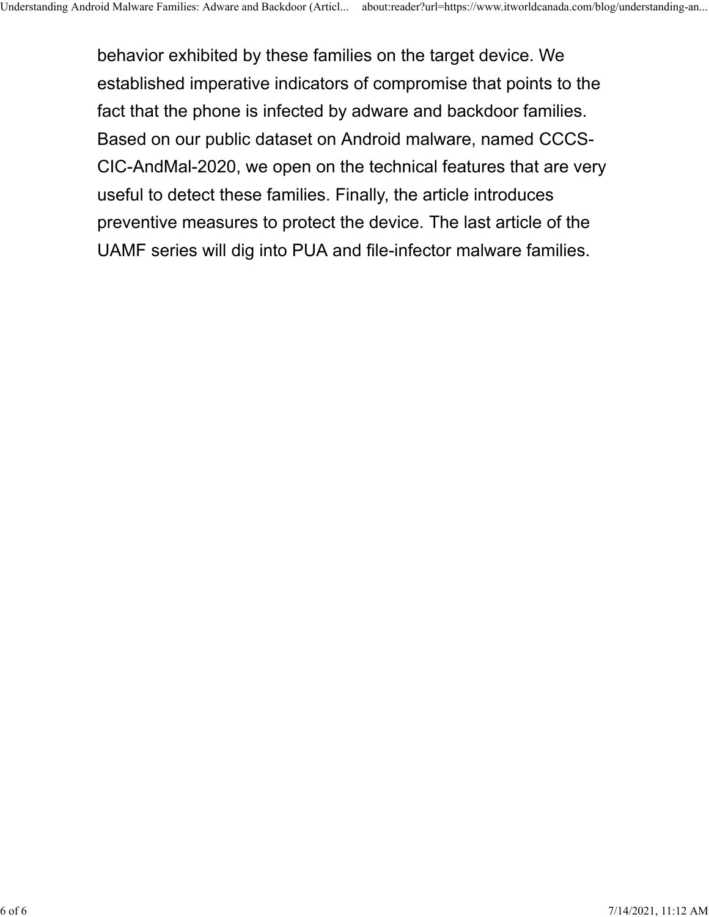behavior exhibited by these families on the target device. We established imperative indicators of compromise that points to the fact that the phone is infected by adware and backdoor families. Based on our public dataset on Android malware, named CCCS-CIC-AndMal-2020, we open on the technical features that are very useful to detect these families. Finally, the article introduces preventive measures to protect the device. The last article of the UAMF series will dig into PUA and file-infector malware families.